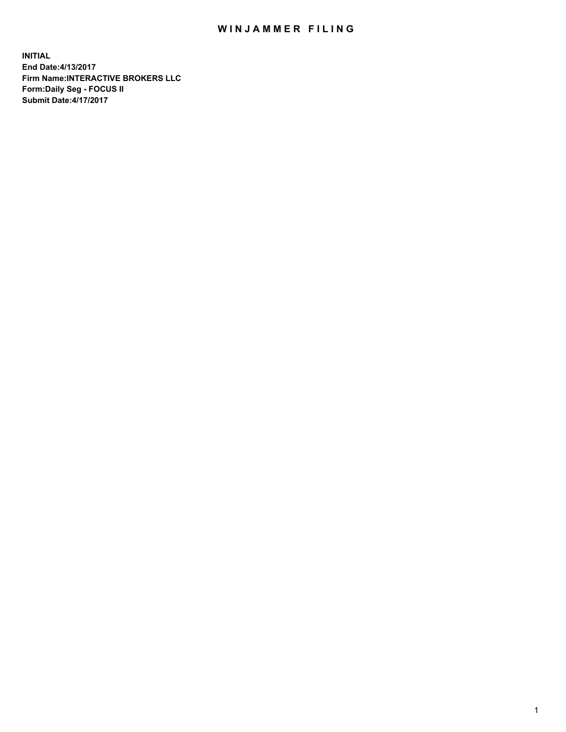# WINJAMMER FILING

**INITIAL**
**End Date:4/13/2017**
**Firm Name:INTERACTIVE BROKERS LLC**
**Form:Daily Seg - FOCUS II**
**Submit Date:4/17/2017**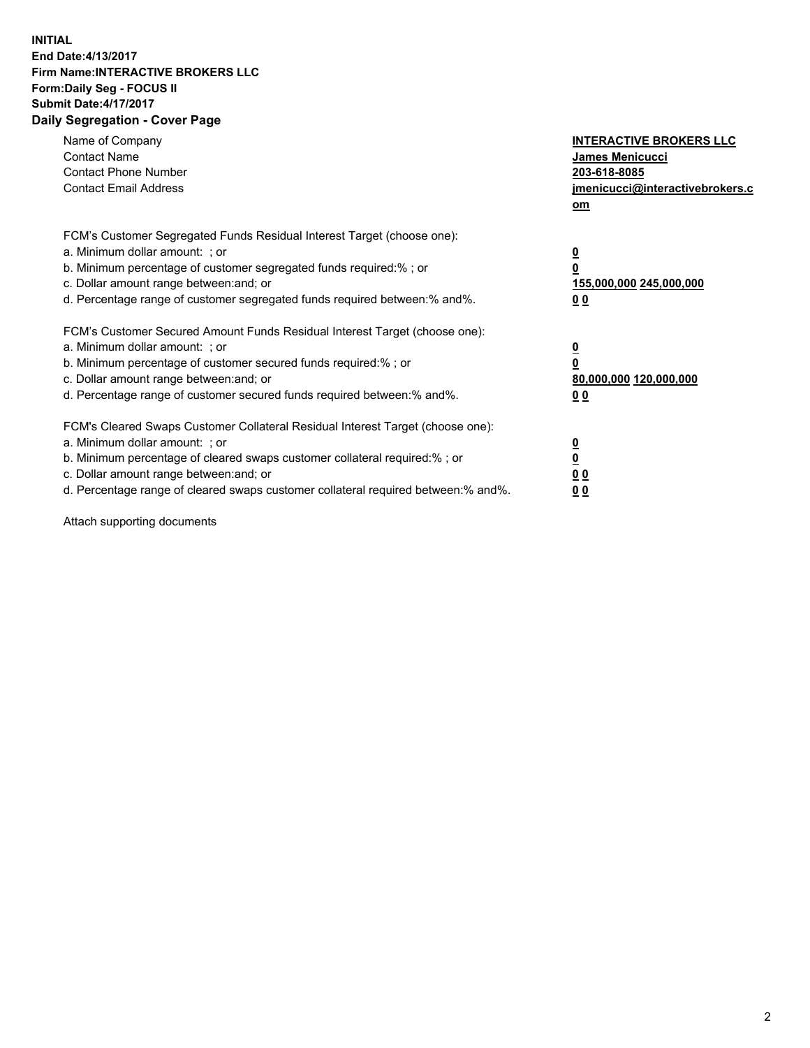**INITIAL**
**End Date:4/13/2017**
**Firm Name:INTERACTIVE BROKERS LLC**
**Form:Daily Seg - FOCUS II**
**Submit Date:4/17/2017**

## Daily Segregation - Cover Page

| | |
|---|---|
| Name of Company | **INTERACTIVE BROKERS LLC** |
| Contact Name | **James Menicucci** |
| Contact Phone Number | **203-618-8085** |
| Contact Email Address | **jmenicucci@interactivebrokers.com** |

FCM's Customer Segregated Funds Residual Interest Target (choose one):

| | |
|---|---|
| a. Minimum dollar amount: ; or | **0** |
| b. Minimum percentage of customer segregated funds required:% ; or | **0** |
| c. Dollar amount range between:and; or | **155,000,000 245,000,000** |
| d. Percentage range of customer segregated funds required between:% and%. | **0 0** |

FCM's Customer Secured Amount Funds Residual Interest Target (choose one):

| | |
|---|---|
| a. Minimum dollar amount: ; or | **0** |
| b. Minimum percentage of customer secured funds required:% ; or | **0** |
| c. Dollar amount range between:and; or | **80,000,000 120,000,000** |
| d. Percentage range of customer secured funds required between:% and%. | **0 0** |

FCM's Cleared Swaps Customer Collateral Residual Interest Target (choose one):

| | |
|---|---|
| a. Minimum dollar amount: ; or | **0** |
| b. Minimum percentage of cleared swaps customer collateral required:% ; or | **0** |
| c. Dollar amount range between:and; or | **0 0** |
| d. Percentage range of cleared swaps customer collateral required between:% and%. | **0 0** |

Attach supporting documents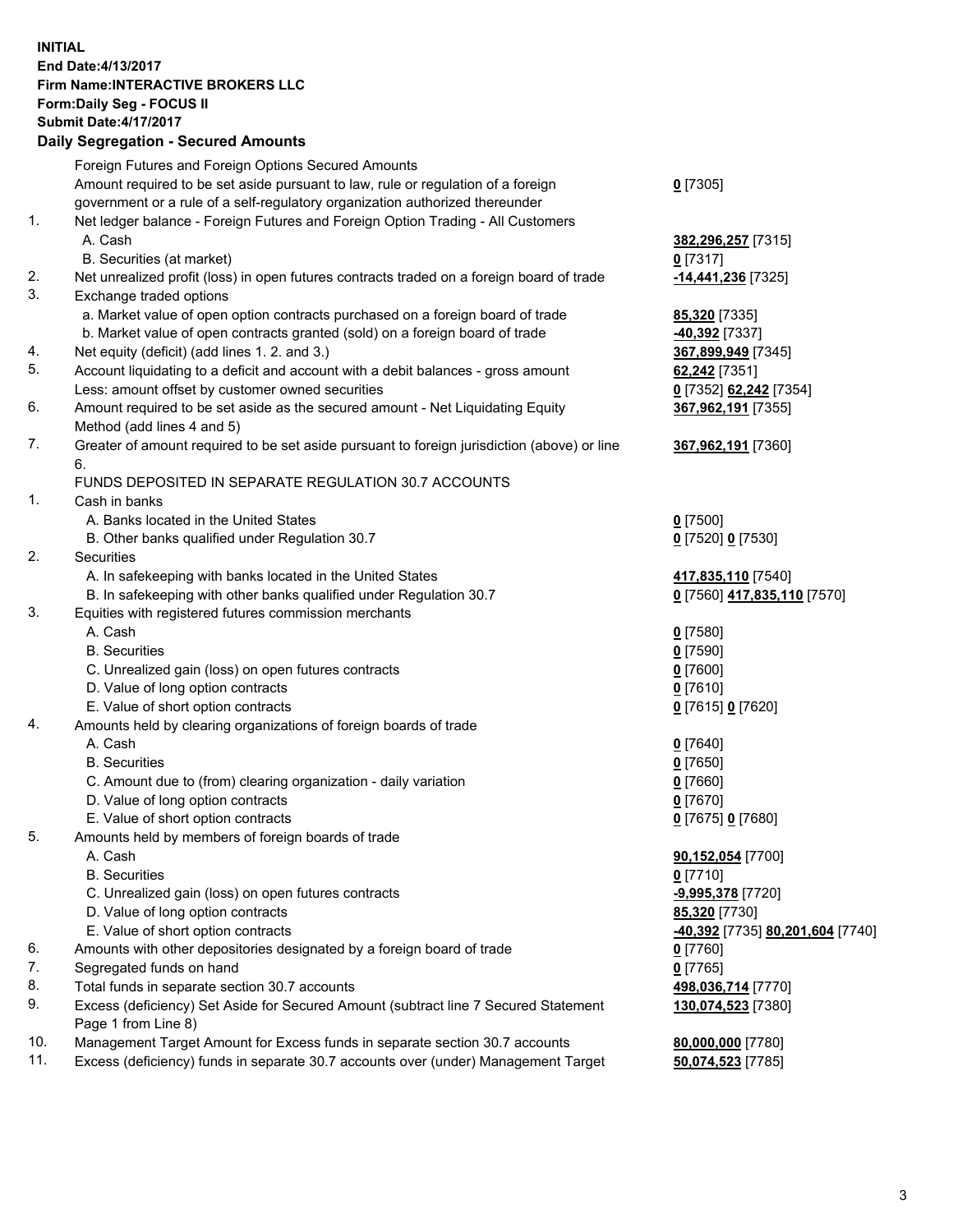**INITIAL**
**End Date:4/13/2017**
**Firm Name:INTERACTIVE BROKERS LLC**
**Form:Daily Seg - FOCUS II**
**Submit Date:4/17/2017**

**Daily Segregation - Secured Amounts**

| | | |
|---|---|---|
| | Foreign Futures and Foreign Options Secured Amounts | |
| | Amount required to be set aside pursuant to law, rule or regulation of a foreign government or a rule of a self-regulatory organization authorized thereunder | **0** [7305] |
| 1. | Net ledger balance - Foreign Futures and Foreign Option Trading - All Customers | |
| | A. Cash | **382,296,257** [7315] |
| | B. Securities (at market) | **0** [7317] |
| 2. | Net unrealized profit (loss) in open futures contracts traded on a foreign board of trade | **-14,441,236** [7325] |
| 3. | Exchange traded options | |
| | a. Market value of open option contracts purchased on a foreign board of trade | **85,320** [7335] |
| | b. Market value of open contracts granted (sold) on a foreign board of trade | **-40,392** [7337] |
| 4. | Net equity (deficit) (add lines 1. 2. and 3.) | **367,899,949** [7345] |
| 5. | Account liquidating to a deficit and account with a debit balances - gross amount | **62,242** [7351] |
| | Less: amount offset by customer owned securities | **0** [7352] **62,242** [7354] |
| 6. | Amount required to be set aside as the secured amount - Net Liquidating Equity Method (add lines 4 and 5) | **367,962,191** [7355] |
| 7. | Greater of amount required to be set aside pursuant to foreign jurisdiction (above) or line 6. | **367,962,191** [7360] |
| | FUNDS DEPOSITED IN SEPARATE REGULATION 30.7 ACCOUNTS | |
| 1. | Cash in banks | |
| | A. Banks located in the United States | **0** [7500] |
| | B. Other banks qualified under Regulation 30.7 | **0** [7520] **0** [7530] |
| 2. | Securities | |
| | A. In safekeeping with banks located in the United States | **417,835,110** [7540] |
| | B. In safekeeping with other banks qualified under Regulation 30.7 | **0** [7560] **417,835,110** [7570] |
| 3. | Equities with registered futures commission merchants | |
| | A. Cash | **0** [7580] |
| | B. Securities | **0** [7590] |
| | C. Unrealized gain (loss) on open futures contracts | **0** [7600] |
| | D. Value of long option contracts | **0** [7610] |
| | E. Value of short option contracts | **0** [7615] **0** [7620] |
| 4. | Amounts held by clearing organizations of foreign boards of trade | |
| | A. Cash | **0** [7640] |
| | B. Securities | **0** [7650] |
| | C. Amount due to (from) clearing organization - daily variation | **0** [7660] |
| | D. Value of long option contracts | **0** [7670] |
| | E. Value of short option contracts | **0** [7675] **0** [7680] |
| 5. | Amounts held by members of foreign boards of trade | |
| | A. Cash | **90,152,054** [7700] |
| | B. Securities | **0** [7710] |
| | C. Unrealized gain (loss) on open futures contracts | **-9,995,378** [7720] |
| | D. Value of long option contracts | **85,320** [7730] |
| | E. Value of short option contracts | **-40,392** [7735] **80,201,604** [7740] |
| 6. | Amounts with other depositories designated by a foreign board of trade | **0** [7760] |
| 7. | Segregated funds on hand | **0** [7765] |
| 8. | Total funds in separate section 30.7 accounts | **498,036,714** [7770] |
| 9. | Excess (deficiency) Set Aside for Secured Amount (subtract line 7 Secured Statement Page 1 from Line 8) | **130,074,523** [7380] |
| 10. | Management Target Amount for Excess funds in separate section 30.7 accounts | **80,000,000** [7780] |
| 11. | Excess (deficiency) funds in separate 30.7 accounts over (under) Management Target | **50,074,523** [7785] |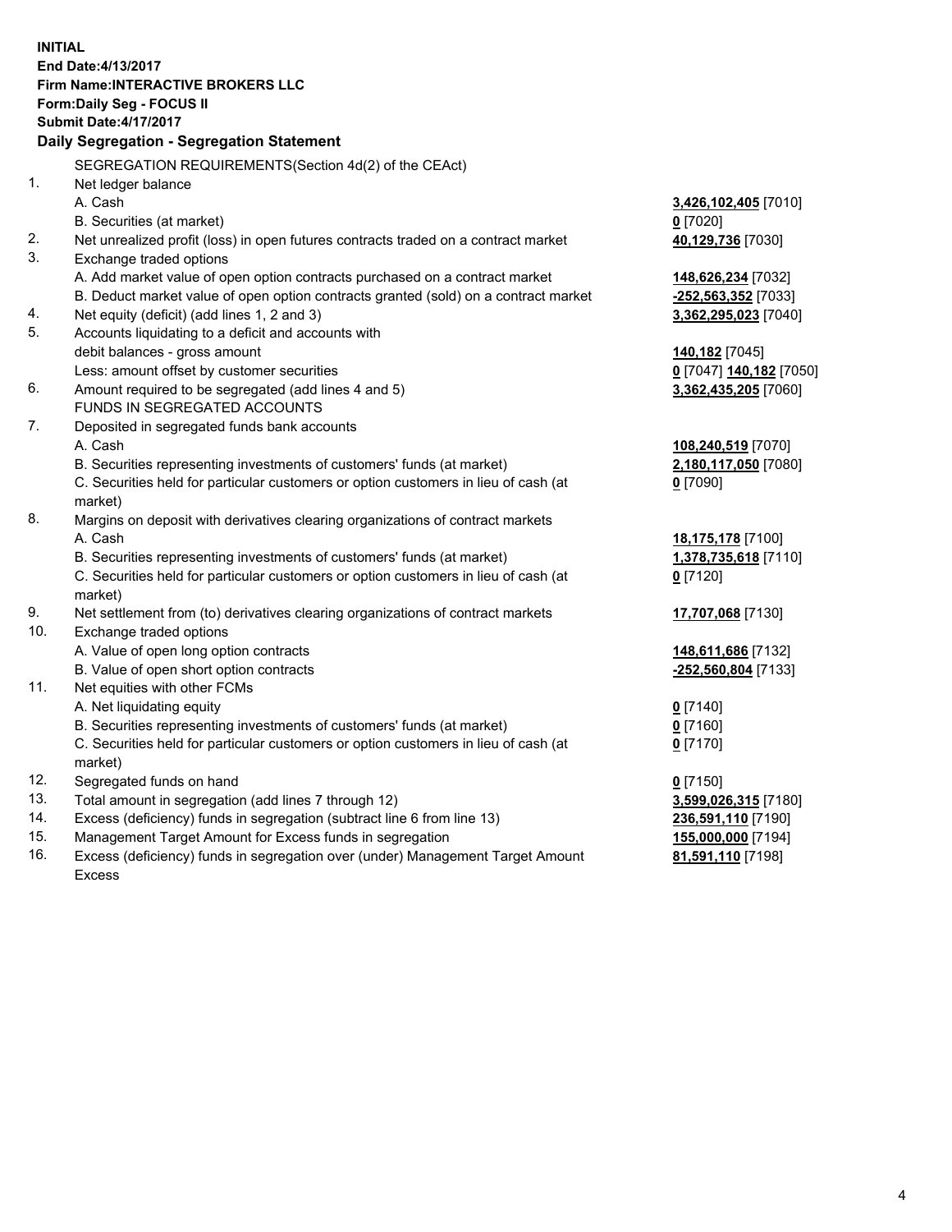**INITIAL**
**End Date:4/13/2017**
**Firm Name:INTERACTIVE BROKERS LLC**
**Form:Daily Seg - FOCUS II**
**Submit Date:4/17/2017**

**Daily Segregation - Segregation Statement**

SEGREGATION REQUIREMENTS(Section 4d(2) of the CEAct)

| | | |
|---|---|---|
| 1. | Net ledger balance | |
| | A. Cash | **3,426,102,405** [7010] |
| | B. Securities (at market) | **0** [7020] |
| 2. | Net unrealized profit (loss) in open futures contracts traded on a contract market | **40,129,736** [7030] |
| 3. | Exchange traded options | |
| | A. Add market value of open option contracts purchased on a contract market | **148,626,234** [7032] |
| | B. Deduct market value of open option contracts granted (sold) on a contract market | **-252,563,352** [7033] |
| 4. | Net equity (deficit) (add lines 1, 2 and 3) | **3,362,295,023** [7040] |
| 5. | Accounts liquidating to a deficit and accounts with | |
| | debit balances - gross amount | **140,182** [7045] |
| | Less: amount offset by customer securities | **0** [7047] **140,182** [7050] |
| 6. | Amount required to be segregated (add lines 4 and 5) | **3,362,435,205** [7060] |
| | FUNDS IN SEGREGATED ACCOUNTS | |
| 7. | Deposited in segregated funds bank accounts | |
| | A. Cash | **108,240,519** [7070] |
| | B. Securities representing investments of customers' funds (at market) | **2,180,117,050** [7080] |
| | C. Securities held for particular customers or option customers in lieu of cash (at market) | **0** [7090] |
| 8. | Margins on deposit with derivatives clearing organizations of contract markets | |
| | A. Cash | **18,175,178** [7100] |
| | B. Securities representing investments of customers' funds (at market) | **1,378,735,618** [7110] |
| | C. Securities held for particular customers or option customers in lieu of cash (at market) | **0** [7120] |
| 9. | Net settlement from (to) derivatives clearing organizations of contract markets | **17,707,068** [7130] |
| 10. | Exchange traded options | |
| | A. Value of open long option contracts | **148,611,686** [7132] |
| | B. Value of open short option contracts | **-252,560,804** [7133] |
| 11. | Net equities with other FCMs | |
| | A. Net liquidating equity | **0** [7140] |
| | B. Securities representing investments of customers' funds (at market) | **0** [7160] |
| | C. Securities held for particular customers or option customers in lieu of cash (at market) | **0** [7170] |
| 12. | Segregated funds on hand | **0** [7150] |
| 13. | Total amount in segregation (add lines 7 through 12) | **3,599,026,315** [7180] |
| 14. | Excess (deficiency) funds in segregation (subtract line 6 from line 13) | **236,591,110** [7190] |
| 15. | Management Target Amount for Excess funds in segregation | **155,000,000** [7194] |
| 16. | Excess (deficiency) funds in segregation over (under) Management Target Amount Excess | **81,591,110** [7198] |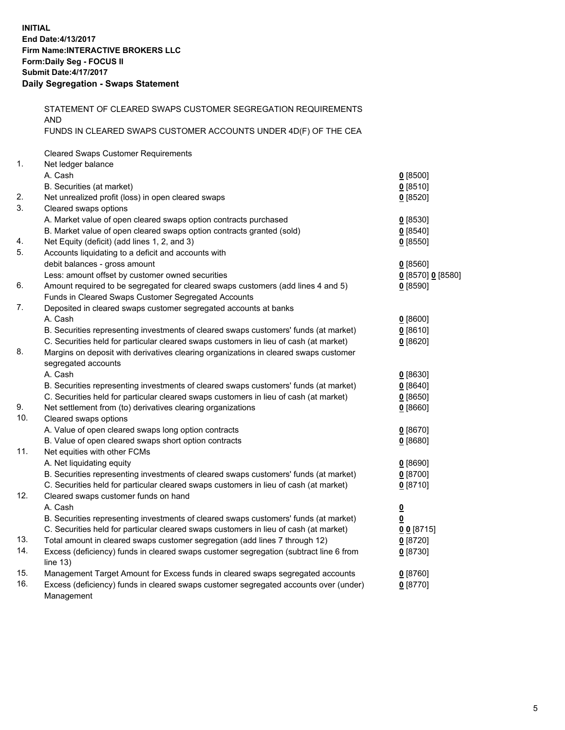**INITIAL**
**End Date:4/13/2017**
**Firm Name:INTERACTIVE BROKERS LLC**
**Form:Daily Seg - FOCUS II**
**Submit Date:4/17/2017**
**Daily Segregation - Swaps Statement**

STATEMENT OF CLEARED SWAPS CUSTOMER SEGREGATION REQUIREMENTS AND FUNDS IN CLEARED SWAPS CUSTOMER ACCOUNTS UNDER 4D(F) OF THE CEA

| | | |
|---|---|---|
| | Cleared Swaps Customer Requirements | |
| 1. | Net ledger balance | |
| | A. Cash | 0 [8500] |
| | B. Securities (at market) | 0 [8510] |
| 2. | Net unrealized profit (loss) in open cleared swaps | 0 [8520] |
| 3. | Cleared swaps options | |
| | A. Market value of open cleared swaps option contracts purchased | 0 [8530] |
| | B. Market value of open cleared swaps option contracts granted (sold) | 0 [8540] |
| 4. | Net Equity (deficit) (add lines 1, 2, and 3) | 0 [8550] |
| 5. | Accounts liquidating to a deficit and accounts with debit balances - gross amount | 0 [8560] |
| | Less: amount offset by customer owned securities | 0 [8570] 0 [8580] |
| 6. | Amount required to be segregated for cleared swaps customers (add lines 4 and 5) | 0 [8590] |
| | Funds in Cleared Swaps Customer Segregated Accounts | |
| 7. | Deposited in cleared swaps customer segregated accounts at banks | |
| | A. Cash | 0 [8600] |
| | B. Securities representing investments of cleared swaps customers' funds (at market) | 0 [8610] |
| | C. Securities held for particular cleared swaps customers in lieu of cash (at market) | 0 [8620] |
| 8. | Margins on deposit with derivatives clearing organizations in cleared swaps customer segregated accounts | |
| | A. Cash | 0 [8630] |
| | B. Securities representing investments of cleared swaps customers' funds (at market) | 0 [8640] |
| | C. Securities held for particular cleared swaps customers in lieu of cash (at market) | 0 [8650] |
| 9. | Net settlement from (to) derivatives clearing organizations | 0 [8660] |
| 10. | Cleared swaps options | |
| | A. Value of open cleared swaps long option contracts | 0 [8670] |
| | B. Value of open cleared swaps short option contracts | 0 [8680] |
| 11. | Net equities with other FCMs | |
| | A. Net liquidating equity | 0 [8690] |
| | B. Securities representing investments of cleared swaps customers' funds (at market) | 0 [8700] |
| | C. Securities held for particular cleared swaps customers in lieu of cash (at market) | 0 [8710] |
| 12. | Cleared swaps customer funds on hand | |
| | A. Cash | 0 |
| | B. Securities representing investments of cleared swaps customers' funds (at market) | 0 |
| | C. Securities held for particular cleared swaps customers in lieu of cash (at market) | 0 0 [8715] |
| 13. | Total amount in cleared swaps customer segregation (add lines 7 through 12) | 0 [8720] |
| 14. | Excess (deficiency) funds in cleared swaps customer segregation (subtract line 6 from line 13) | 0 [8730] |
| 15. | Management Target Amount for Excess funds in cleared swaps segregated accounts | 0 [8760] |
| 16. | Excess (deficiency) funds in cleared swaps customer segregated accounts over (under) Management | 0 [8770] |